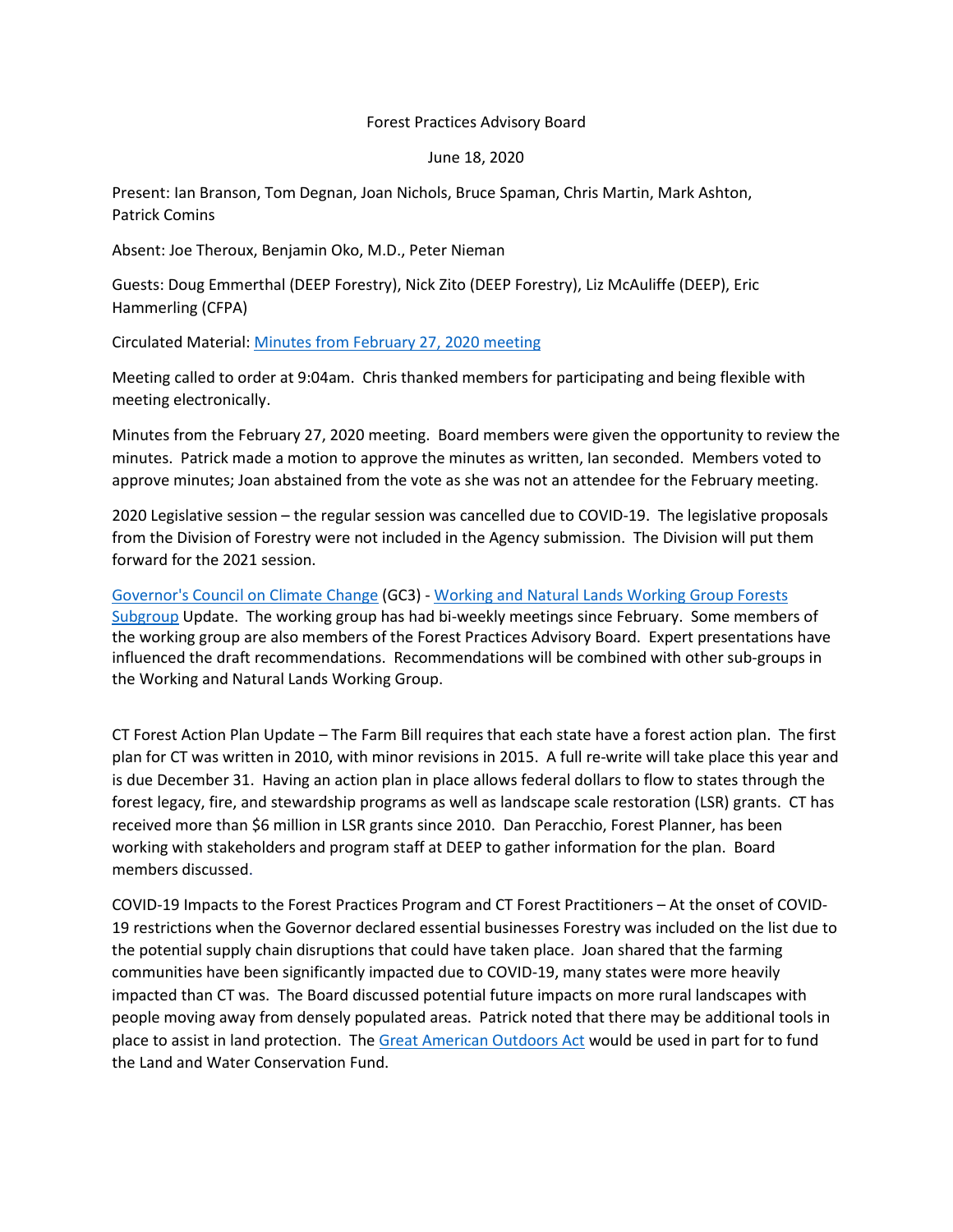Forest Practices Advisory Board

June 18, 2020

Present: Ian Branson, Tom Degnan, Joan Nichols, Bruce Spaman, Chris Martin, Mark Ashton, Patrick Comins

Absent: Joe Theroux, Benjamin Oko, M.D., Peter Nieman

Guests: Doug Emmerthal (DEEP Forestry), Nick Zito (DEEP Forestry), Liz McAuliffe (DEEP), Eric Hammerling (CFPA)

Circulated Material: Minutes from February 27, 2020 meeting

Meeting called to order at 9:04am. Chris thanked members for participating and being flexible with meeting electronically.

Minutes from the February 27, 2020 meeting. Board members were given the opportunity to review the minutes. Patrick made a motion to approve the minutes as written, Ian seconded. Members voted to approve minutes; Joan abstained from the vote as she was not an attendee for the February meeting.

2020 Legislative session – the regular session was cancelled due to COVID-19. The legislative proposals from the Division of Forestry were not included in the Agency submission. The Division will put them forward for the 2021 session.

Governor's Council on Climate Change (GC3) - Working and Natural Lands Working Group Forests Subgroup Update. The working group has had bi-weekly meetings since February. Some members of the working group are also members of the Forest Practices Advisory Board. Expert presentations have influenced the draft recommendations. Recommendations will be combined with other sub-groups in the Working and Natural Lands Working Group.

CT Forest Action Plan Update – The Farm Bill requires that each state have a forest action plan. The first plan for CT was written in 2010, with minor revisions in 2015. A full re-write will take place this year and is due December 31. Having an action plan in place allows federal dollars to flow to states through the forest legacy, fire, and stewardship programs as well as landscape scale restoration (LSR) grants. CT has received more than $6 million in LSR grants since 2010. Dan Peracchio, Forest Planner, has been working with stakeholders and program staff at DEEP to gather information for the plan. Board members discussed.

COVID-19 Impacts to the Forest Practices Program and CT Forest Practitioners – At the onset of COVID-19 restrictions when the Governor declared essential businesses Forestry was included on the list due to the potential supply chain disruptions that could have taken place. Joan shared that the farming communities have been significantly impacted due to COVID-19, many states were more heavily impacted than CT was. The Board discussed potential future impacts on more rural landscapes with people moving away from densely populated areas. Patrick noted that there may be additional tools in place to assist in land protection. The Great American Outdoors Act would be used in part for to fund the Land and Water Conservation Fund.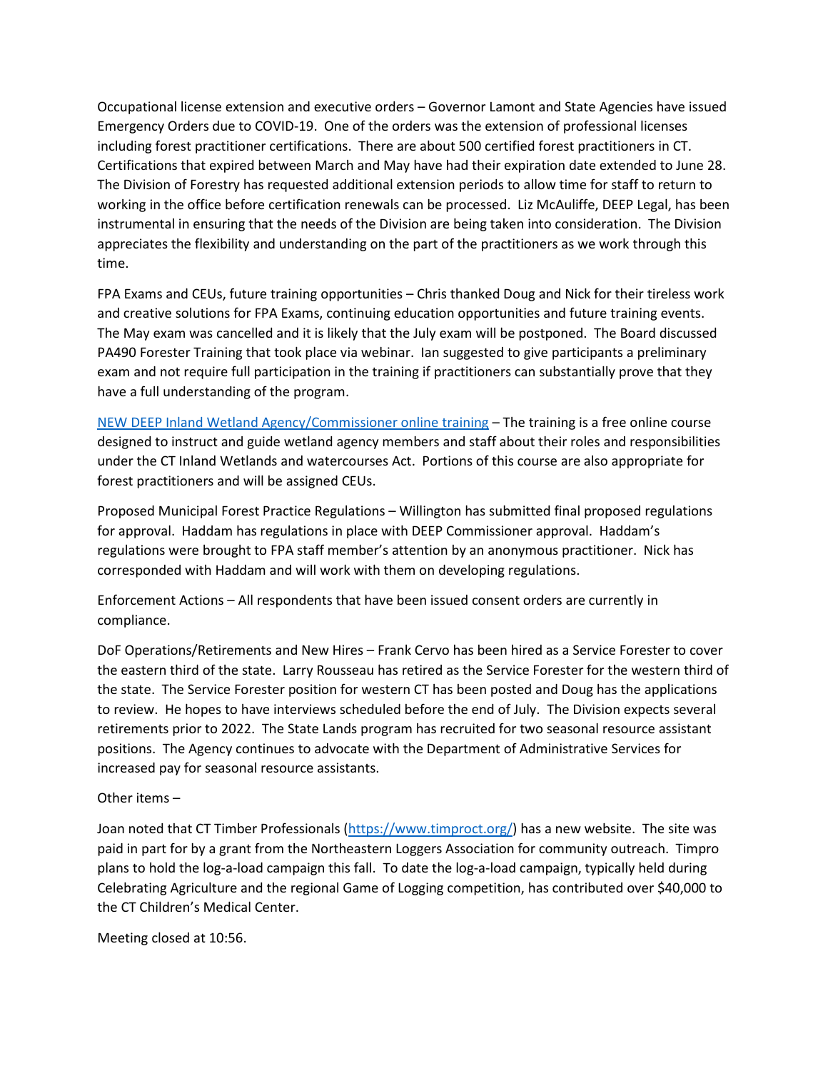Occupational license extension and executive orders – Governor Lamont and State Agencies have issued Emergency Orders due to COVID-19. One of the orders was the extension of professional licenses including forest practitioner certifications. There are about 500 certified forest practitioners in CT. Certifications that expired between March and May have had their expiration date extended to June 28. The Division of Forestry has requested additional extension periods to allow time for staff to return to working in the office before certification renewals can be processed. Liz McAuliffe, DEEP Legal, has been instrumental in ensuring that the needs of the Division are being taken into consideration. The Division appreciates the flexibility and understanding on the part of the practitioners as we work through this time.

FPA Exams and CEUs, future training opportunities – Chris thanked Doug and Nick for their tireless work and creative solutions for FPA Exams, continuing education opportunities and future training events. The May exam was cancelled and it is likely that the July exam will be postponed. The Board discussed PA490 Forester Training that took place via webinar. Ian suggested to give participants a preliminary exam and not require full participation in the training if practitioners can substantially prove that they have a full understanding of the program.

NEW DEEP Inland Wetland Agency/Commissioner online training – The training is a free online course designed to instruct and guide wetland agency members and staff about their roles and responsibilities under the CT Inland Wetlands and watercourses Act. Portions of this course are also appropriate for forest practitioners and will be assigned CEUs.

Proposed Municipal Forest Practice Regulations – Willington has submitted final proposed regulations for approval. Haddam has regulations in place with DEEP Commissioner approval. Haddam's regulations were brought to FPA staff member's attention by an anonymous practitioner. Nick has corresponded with Haddam and will work with them on developing regulations.

Enforcement Actions – All respondents that have been issued consent orders are currently in compliance.

DoF Operations/Retirements and New Hires – Frank Cervo has been hired as a Service Forester to cover the eastern third of the state. Larry Rousseau has retired as the Service Forester for the western third of the state. The Service Forester position for western CT has been posted and Doug has the applications to review. He hopes to have interviews scheduled before the end of July. The Division expects several retirements prior to 2022. The State Lands program has recruited for two seasonal resource assistant positions. The Agency continues to advocate with the Department of Administrative Services for increased pay for seasonal resource assistants.

Other items –

Joan noted that CT Timber Professionals (https://www.timproct.org/) has a new website. The site was paid in part for by a grant from the Northeastern Loggers Association for community outreach. Timpro plans to hold the log-a-load campaign this fall. To date the log-a-load campaign, typically held during Celebrating Agriculture and the regional Game of Logging competition, has contributed over $40,000 to the CT Children's Medical Center.

Meeting closed at 10:56.